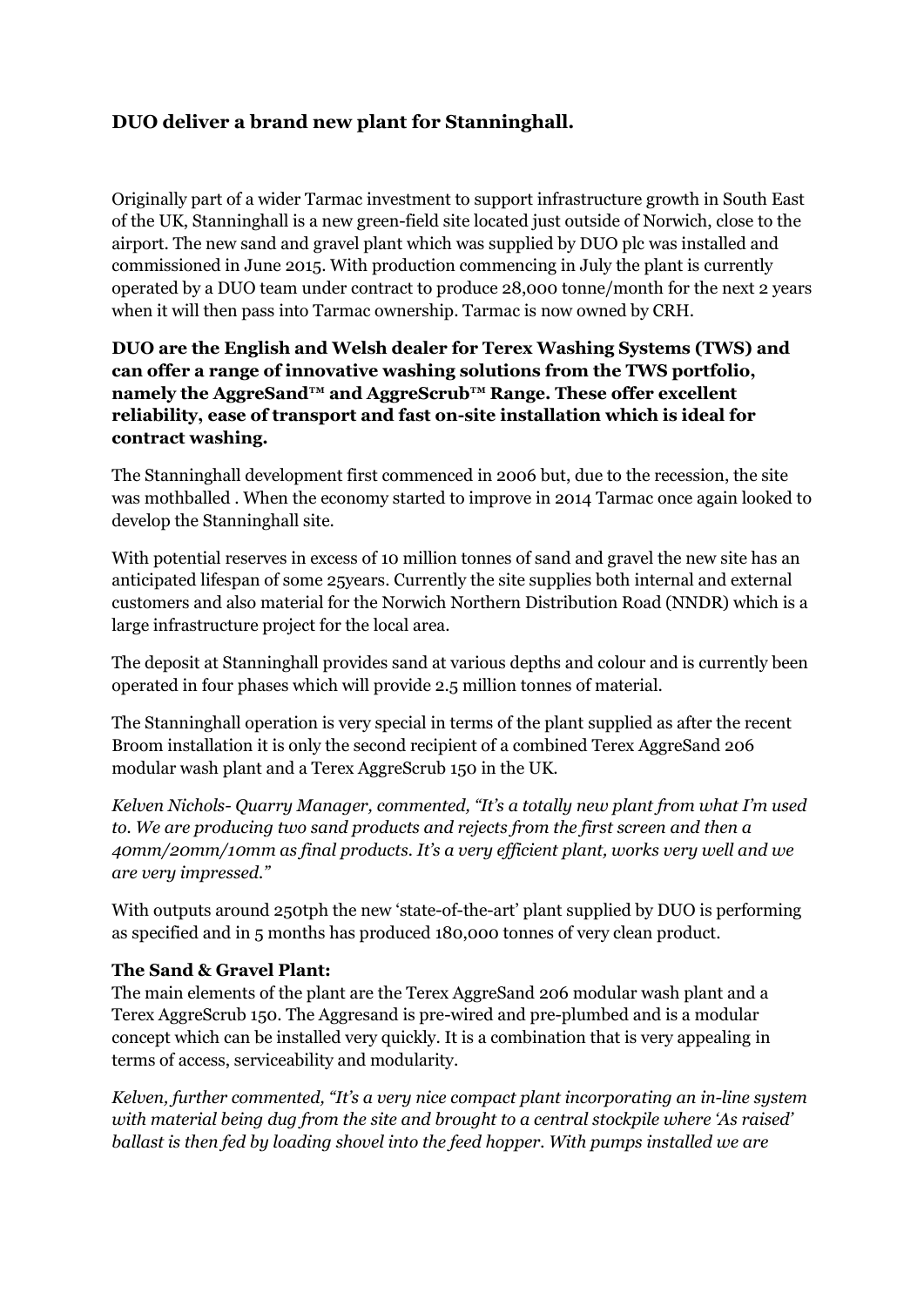## DUO deliver a brand new plant for Stanninghall.

Originally part of a wider Tarmac investment to support infrastructure growth in South East of the UK, Stanninghall is a new green-field site located just outside of Norwich, close to the airport. The new sand and gravel plant which was supplied by DUO plc was installed and commissioned in June 2015. With production commencing in July the plant is currently operated by a DUO team under contract to produce 28,000 tonne/month for the next 2 years when it will then pass into Tarmac ownership. Tarmac is now owned by CRH.

**DUO are the English and Welsh dealer for Terex Washing Systems (TWS) and can offer a range of innovative washing solutions from the TWS portfolio, namely the AggreSand™ and AggreScrub™ Range. These offer excellent reliability, ease of transport and fast on-site installation which is ideal for contract washing.**

The Stanninghall development first commenced in 2006 but, due to the recession, the site was mothballed . When the economy started to improve in 2014 Tarmac once again looked to develop the Stanninghall site.

With potential reserves in excess of 10 million tonnes of sand and gravel the new site has an anticipated lifespan of some 25years. Currently the site supplies both internal and external customers and also material for the Norwich Northern Distribution Road (NNDR) which is a large infrastructure project for the local area.

The deposit at Stanninghall provides sand at various depths and colour and is currently been operated in four phases which will provide 2.5 million tonnes of material.

The Stanninghall operation is very special in terms of the plant supplied as after the recent Broom installation it is only the second recipient of a combined Terex AggreSand 206 modular wash plant and a Terex AggreScrub 150 in the UK.

*Kelven Nichols- Quarry Manager, commented, "It's a totally new plant from what I'm used to. We are producing two sand products and rejects from the first screen and then a 40mm/20mm/10mm as final products. It's a very efficient plant, works very well and we are very impressed."*

With outputs around 250tph the new 'state-of-the-art' plant supplied by DUO is performing as specified and in 5 months has produced 180,000 tonnes of very clean product.

**The Sand & Gravel Plant:**
The main elements of the plant are the Terex AggreSand 206 modular wash plant and a Terex AggreScrub 150. The Aggresand is pre-wired and pre-plumbed and is a modular concept which can be installed very quickly. It is a combination that is very appealing in terms of access, serviceability and modularity.

*Kelven, further commented, "It's a very nice compact plant incorporating an in-line system with material being dug from the site and brought to a central stockpile where 'As raised' ballast is then fed by loading shovel into the feed hopper. With pumps installed we are*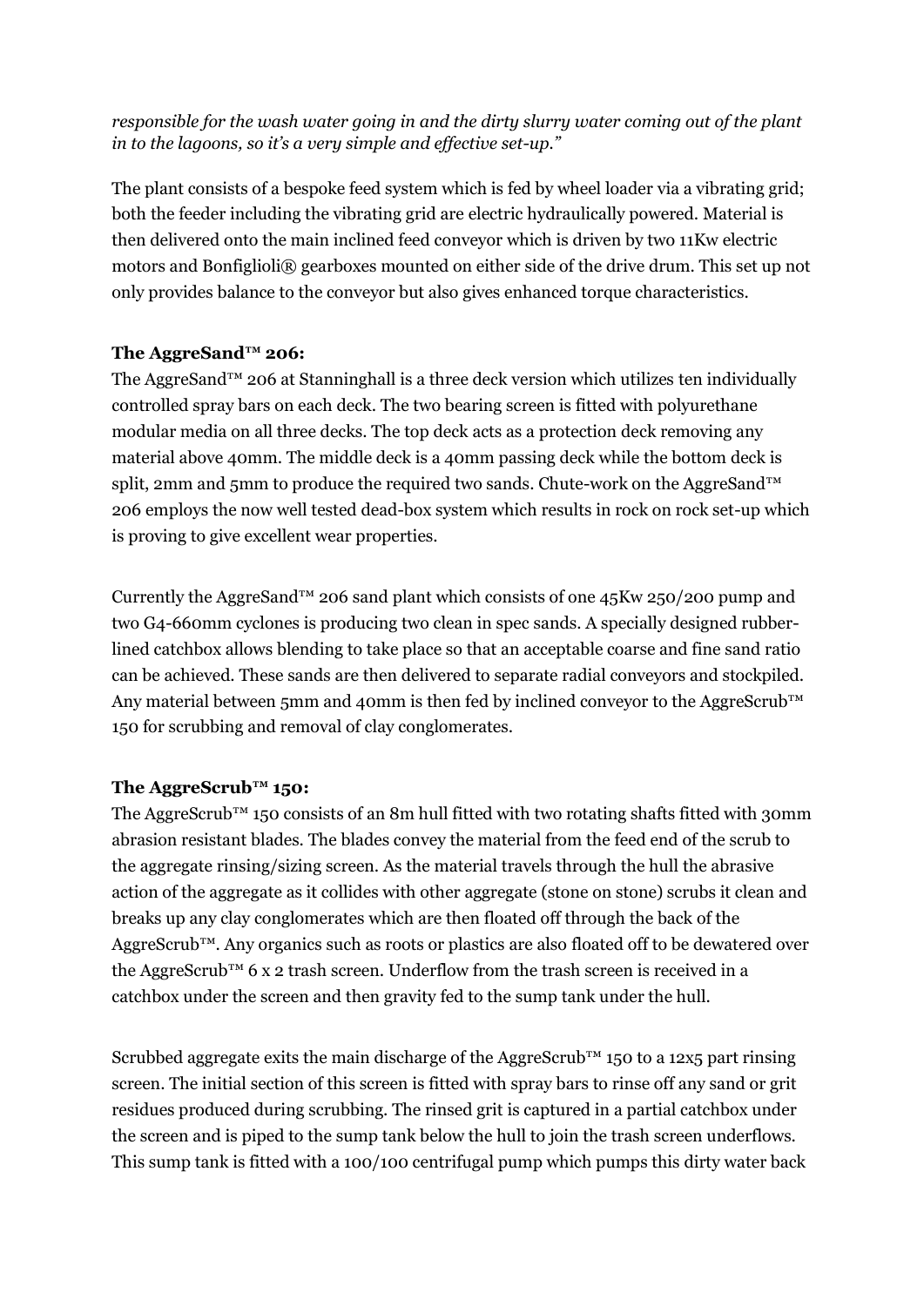*responsible for the wash water going in and the dirty slurry water coming out of the plant in to the lagoons, so it's a very simple and effective set-up."*

The plant consists of a bespoke feed system which is fed by wheel loader via a vibrating grid; both the feeder including the vibrating grid are electric hydraulically powered. Material is then delivered onto the main inclined feed conveyor which is driven by two 11Kw electric motors and Bonfiglioli® gearboxes mounted on either side of the drive drum. This set up not only provides balance to the conveyor but also gives enhanced torque characteristics.

**The AggreSand™ 206:**

The AggreSand™ 206 at Stanninghall is a three deck version which utilizes ten individually controlled spray bars on each deck. The two bearing screen is fitted with polyurethane modular media on all three decks. The top deck acts as a protection deck removing any material above 40mm. The middle deck is a 40mm passing deck while the bottom deck is split, 2mm and 5mm to produce the required two sands. Chute-work on the AggreSand™ 206 employs the now well tested dead-box system which results in rock on rock set-up which is proving to give excellent wear properties.

Currently the AggreSand™ 206 sand plant which consists of one 45Kw 250/200 pump and two G4-660mm cyclones is producing two clean in spec sands. A specially designed rubber-lined catchbox allows blending to take place so that an acceptable coarse and fine sand ratio can be achieved. These sands are then delivered to separate radial conveyors and stockpiled. Any material between 5mm and 40mm is then fed by inclined conveyor to the AggreScrub™ 150 for scrubbing and removal of clay conglomerates.

**The AggreScrub™ 150:**

The AggreScrub™ 150 consists of an 8m hull fitted with two rotating shafts fitted with 30mm abrasion resistant blades. The blades convey the material from the feed end of the scrub to the aggregate rinsing/sizing screen. As the material travels through the hull the abrasive action of the aggregate as it collides with other aggregate (stone on stone) scrubs it clean and breaks up any clay conglomerates which are then floated off through the back of the AggreScrub™. Any organics such as roots or plastics are also floated off to be dewatered over the AggreScrub™ 6 x 2 trash screen. Underflow from the trash screen is received in a catchbox under the screen and then gravity fed to the sump tank under the hull.

Scrubbed aggregate exits the main discharge of the AggreScrub™ 150 to a 12x5 part rinsing screen. The initial section of this screen is fitted with spray bars to rinse off any sand or grit residues produced during scrubbing. The rinsed grit is captured in a partial catchbox under the screen and is piped to the sump tank below the hull to join the trash screen underflows. This sump tank is fitted with a 100/100 centrifugal pump which pumps this dirty water back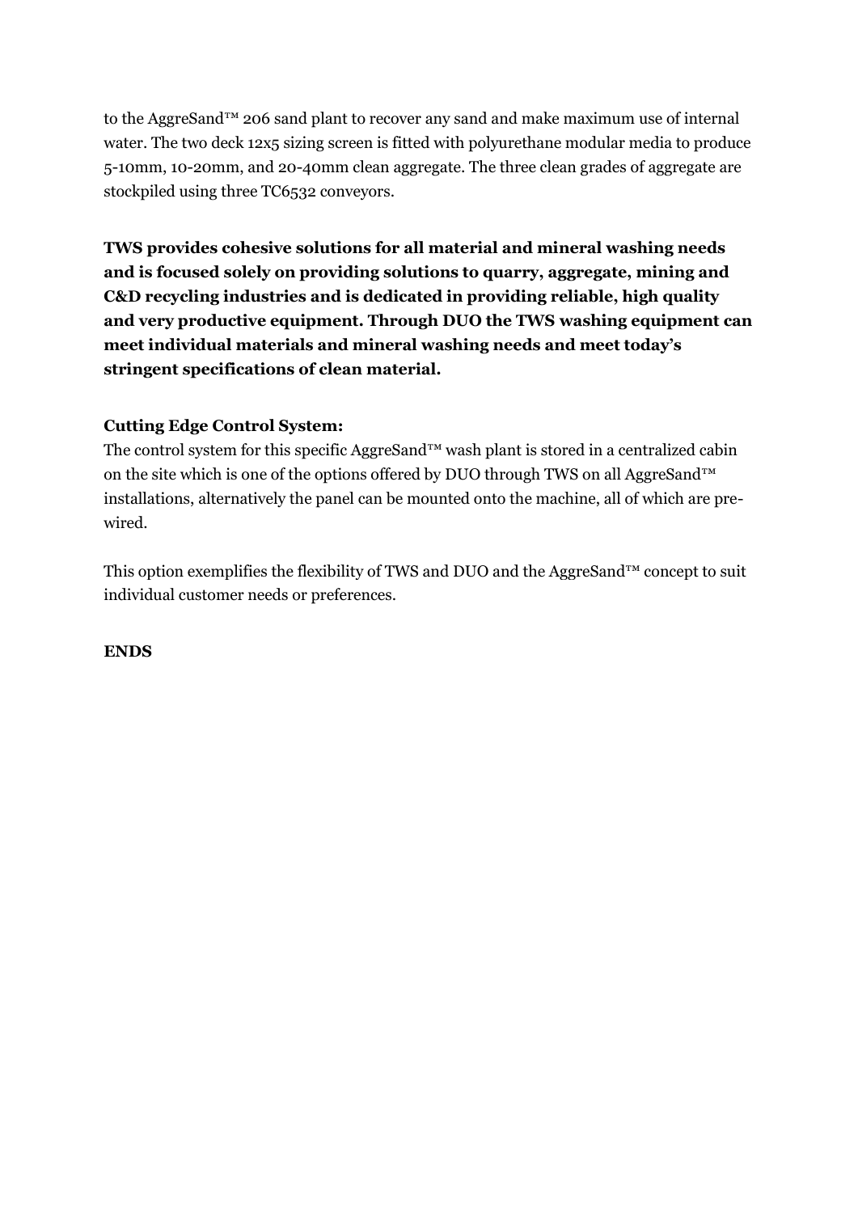to the AggreSand™ 206 sand plant to recover any sand and make maximum use of internal water. The two deck 12x5 sizing screen is fitted with polyurethane modular media to produce 5-10mm, 10-20mm, and 20-40mm clean aggregate. The three clean grades of aggregate are stockpiled using three TC6532 conveyors.

**TWS provides cohesive solutions for all material and mineral washing needs and is focused solely on providing solutions to quarry, aggregate, mining and C&D recycling industries and is dedicated in providing reliable, high quality and very productive equipment. Through DUO the TWS washing equipment can meet individual materials and mineral washing needs and meet today's stringent specifications of clean material.**

**Cutting Edge Control System:**

The control system for this specific AggreSand™ wash plant is stored in a centralized cabin on the site which is one of the options offered by DUO through TWS on all AggreSand™ installations, alternatively the panel can be mounted onto the machine, all of which are pre-wired.

This option exemplifies the flexibility of TWS and DUO and the AggreSand™ concept to suit individual customer needs or preferences.

**ENDS**